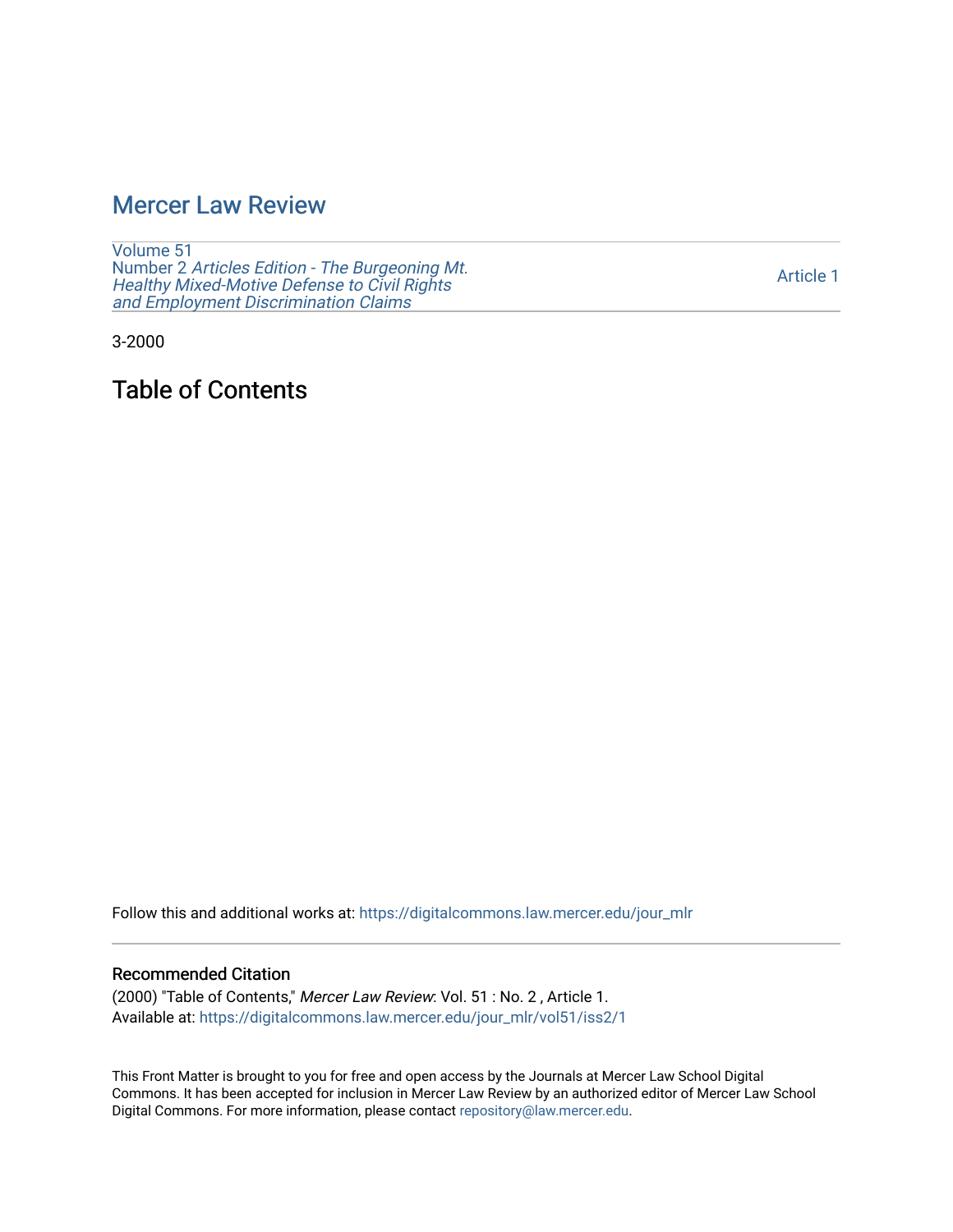# Mercer Law Review

Volume 51
Number 2 *Articles Edition - The Burgeoning Mt. Healthy Mixed-Motive Defense to Civil Rights and Employment Discrimination Claims*

Article 1

3-2000

## Table of Contents

Follow this and additional works at: https://digitalcommons.law.mercer.edu/jour_mlr

### Recommended Citation

(2000) "Table of Contents," *Mercer Law Review*: Vol. 51 : No. 2 , Article 1.
Available at: https://digitalcommons.law.mercer.edu/jour_mlr/vol51/iss2/1

This Front Matter is brought to you for free and open access by the Journals at Mercer Law School Digital Commons. It has been accepted for inclusion in Mercer Law Review by an authorized editor of Mercer Law School Digital Commons. For more information, please contact repository@law.mercer.edu.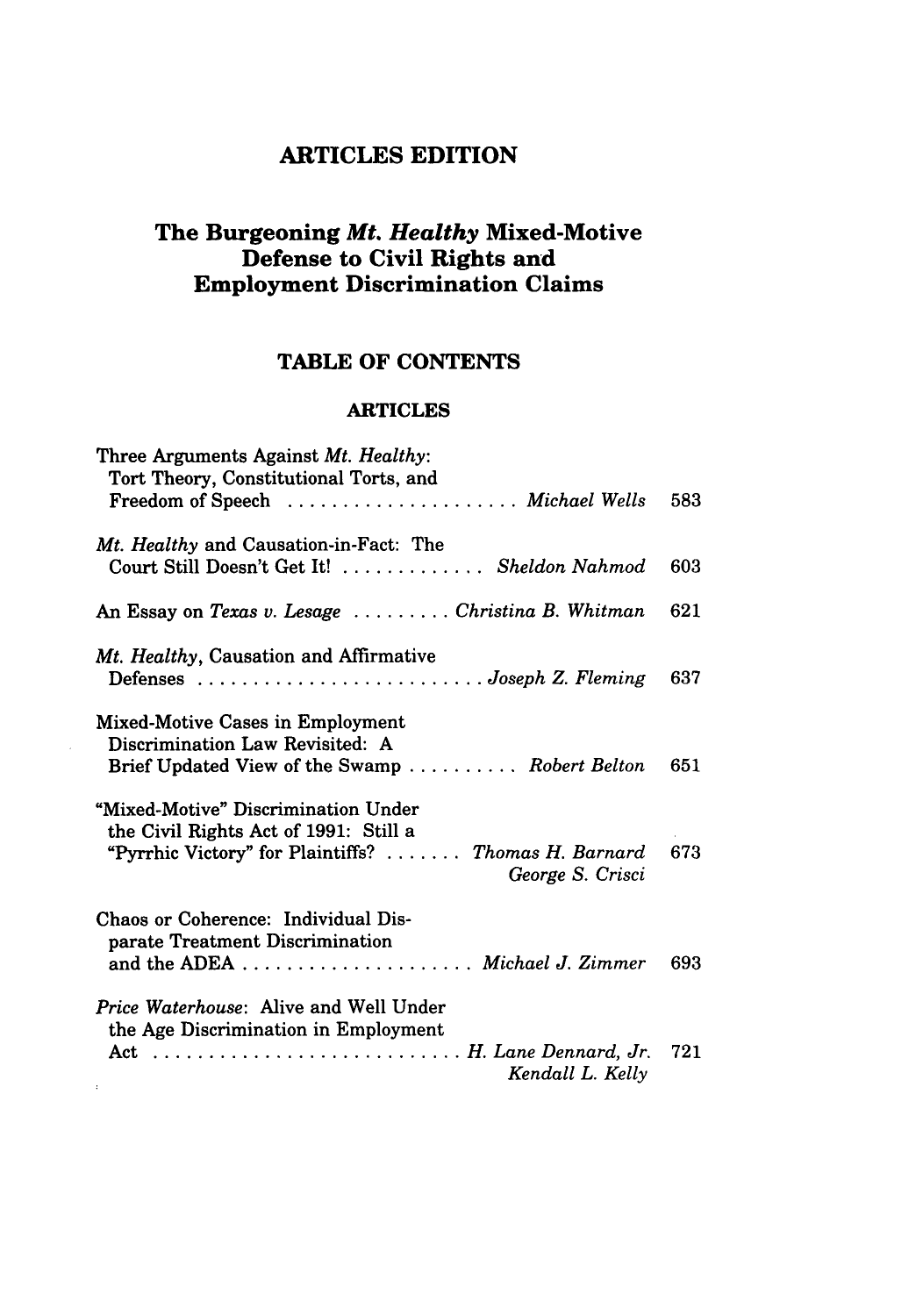# ARTICLES EDITION

## The Burgeoning *Mt. Healthy* Mixed-Motive Defense to Civil Rights and Employment Discrimination Claims

### TABLE OF CONTENTS

#### ARTICLES

Three Arguments Against *Mt. Healthy*: Tort Theory, Constitutional Torts, and Freedom of Speech . . . . . . . . . . . . . . . . . . . . . *Michael Wells* 583

*Mt. Healthy* and Causation-in-Fact: The Court Still Doesn't Get It! . . . . . . . . . . . . . *Sheldon Nahmod* 603

An Essay on *Texas v. Lesage* . . . . . . . . . *Christina B. Whitman* 621

*Mt. Healthy*, Causation and Affirmative Defenses . . . . . . . . . . . . . . . . . . . . . . . . . . *Joseph Z. Fleming* 637

Mixed-Motive Cases in Employment Discrimination Law Revisited: A Brief Updated View of the Swamp . . . . . . . . . . *Robert Belton* 651

"Mixed-Motive" Discrimination Under the Civil Rights Act of 1991: Still a "Pyrrhic Victory" for Plaintiffs? . . . . . . . *Thomas H. Barnard* *George S. Crisci* 673

Chaos or Coherence: Individual Disparate Treatment Discrimination and the ADEA . . . . . . . . . . . . . . . . . . . . . *Michael J. Zimmer* 693

*Price Waterhouse*: Alive and Well Under the Age Discrimination in Employment Act . . . . . . . . . . . . . . . . . . . . . . . . . . . . *H. Lane Dennard, Jr.* *Kendall L. Kelly* 721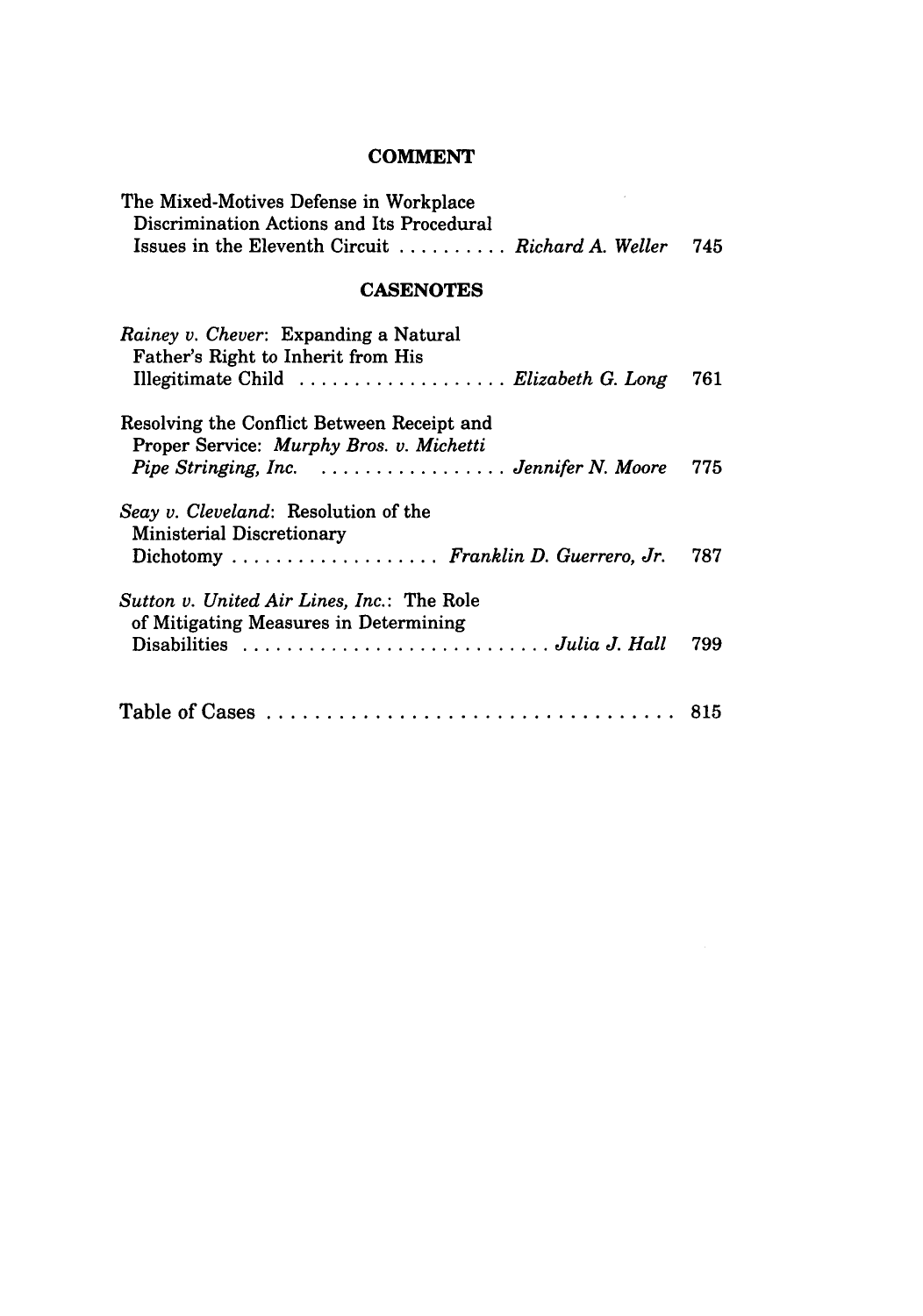## COMMENT

The Mixed-Motives Defense in Workplace Discrimination Actions and Its Procedural Issues in the Eleventh Circuit . . . . . . . . . . *Richard A. Weller* 745

## CASENOTES

*Rainey v. Chever*: Expanding a Natural Father's Right to Inherit from His Illegitimate Child . . . . . . . . . . . . . . . . . . . *Elizabeth G. Long* 761

Resolving the Conflict Between Receipt and Proper Service: *Murphy Bros. v. Michetti Pipe Stringing, Inc.* . . . . . . . . . . . . . . . . . *Jennifer N. Moore* 775

*Seay v. Cleveland*: Resolution of the Ministerial Discretionary Dichotomy . . . . . . . . . . . . . . . . . . . *Franklin D. Guerrero, Jr.* 787

*Sutton v. United Air Lines, Inc.*: The Role of Mitigating Measures in Determining Disabilities . . . . . . . . . . . . . . . . . . . . . . . . . . . *Julia J. Hall* 799

Table of Cases . . . . . . . . . . . . . . . . . . . . . . . . . . . . . . . . . 815